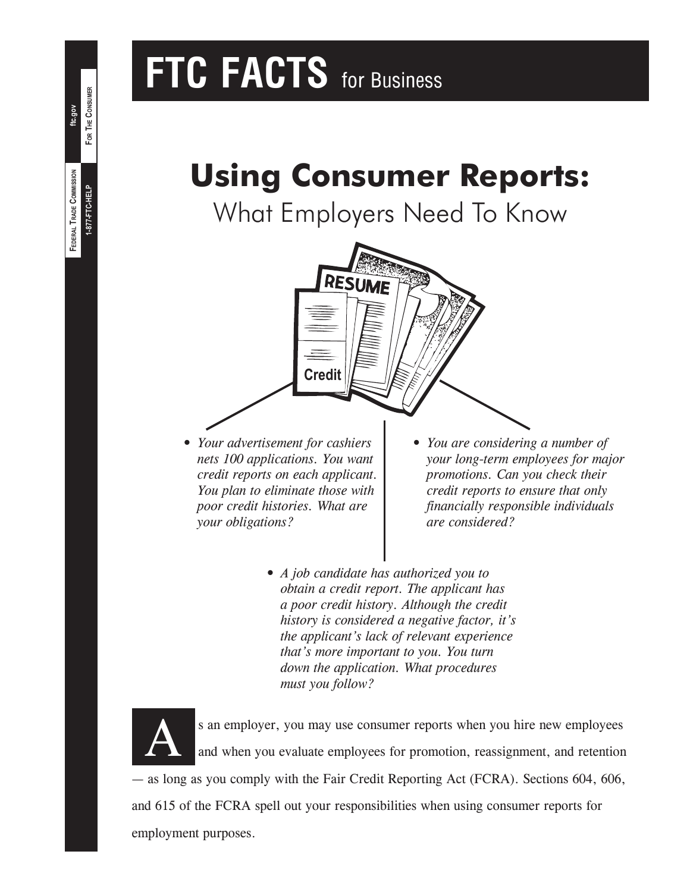# FTC FACTS for Business

# Using Consumer Reports:

## What Employers Need To Know

- *Your advertisement for cashiers nets 100 applications. You want credit reports on each applicant. You plan to eliminate those with poor credit histories. What are your obligations?*
- *You are considering a number of your long-term employees for major promotions. Can you check their credit reports to ensure that only financially responsible individuals are considered?*
- *A job candidate has authorized you to obtain a credit report. The applicant has a poor credit history. Although the credit history is considered a negative factor, it's the applicant's lack of relevant experience that's more important to you. You turn down the application. What procedures must you follow?*

As an employer, you may use consumer reports when you hire new employees and when you evaluate employees for promotion, reassignment, and retention — as long as you comply with the Fair Credit Reporting Act (FCRA). Sections 604, 606, and 615 of the FCRA spell out your responsibilities when using consumer reports for employment purposes.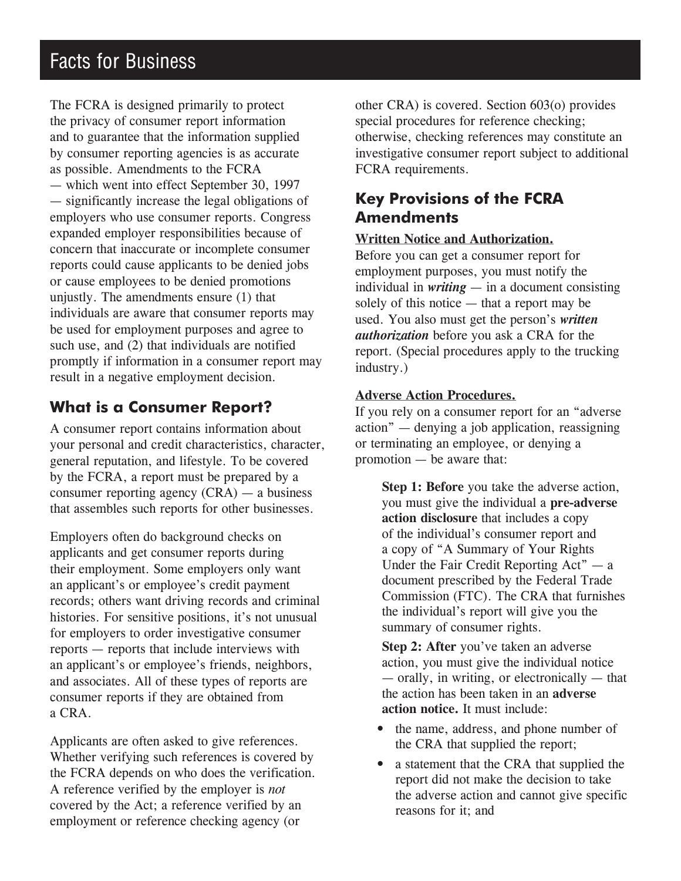# Facts for Business

The FCRA is designed primarily to protect the privacy of consumer report information and to guarantee that the information supplied by consumer reporting agencies is as accurate as possible. Amendments to the FCRA — which went into effect September 30, 1997 — significantly increase the legal obligations of employers who use consumer reports. Congress expanded employer responsibilities because of concern that inaccurate or incomplete consumer reports could cause applicants to be denied jobs or cause employees to be denied promotions unjustly. The amendments ensure (1) that individuals are aware that consumer reports may be used for employment purposes and agree to such use, and (2) that individuals are notified promptly if information in a consumer report may result in a negative employment decision.

## What is a Consumer Report?

A consumer report contains information about your personal and credit characteristics, character, general reputation, and lifestyle. To be covered by the FCRA, a report must be prepared by a consumer reporting agency (CRA) — a business that assembles such reports for other businesses.

Employers often do background checks on applicants and get consumer reports during their employment. Some employers only want an applicant's or employee's credit payment records; others want driving records and criminal histories. For sensitive positions, it's not unusual for employers to order investigative consumer reports — reports that include interviews with an applicant's or employee's friends, neighbors, and associates. All of these types of reports are consumer reports if they are obtained from a CRA.

Applicants are often asked to give references. Whether verifying such references is covered by the FCRA depends on who does the verification. A reference verified by the employer is *not* covered by the Act; a reference verified by an employment or reference checking agency (or other CRA) is covered. Section 603(o) provides special procedures for reference checking; otherwise, checking references may constitute an investigative consumer report subject to additional FCRA requirements.

## Key Provisions of the FCRA Amendments

**Written Notice and Authorization.**
Before you can get a consumer report for employment purposes, you must notify the individual in ***writing*** — in a document consisting solely of this notice — that a report may be used. You also must get the person's ***written authorization*** before you ask a CRA for the report. (Special procedures apply to the trucking industry.)

**Adverse Action Procedures.**
If you rely on a consumer report for an "adverse action" — denying a job application, reassigning or terminating an employee, or denying a promotion — be aware that:

> **Step 1: Before** you take the adverse action, you must give the individual a **pre-adverse action disclosure** that includes a copy of the individual's consumer report and a copy of "A Summary of Your Rights Under the Fair Credit Reporting Act" — a document prescribed by the Federal Trade Commission (FTC). The CRA that furnishes the individual's report will give you the summary of consumer rights.
>
> **Step 2: After** you've taken an adverse action, you must give the individual notice — orally, in writing, or electronically — that the action has been taken in an **adverse action notice.** It must include:

- the name, address, and phone number of the CRA that supplied the report;
- a statement that the CRA that supplied the report did not make the decision to take the adverse action and cannot give specific reasons for it; and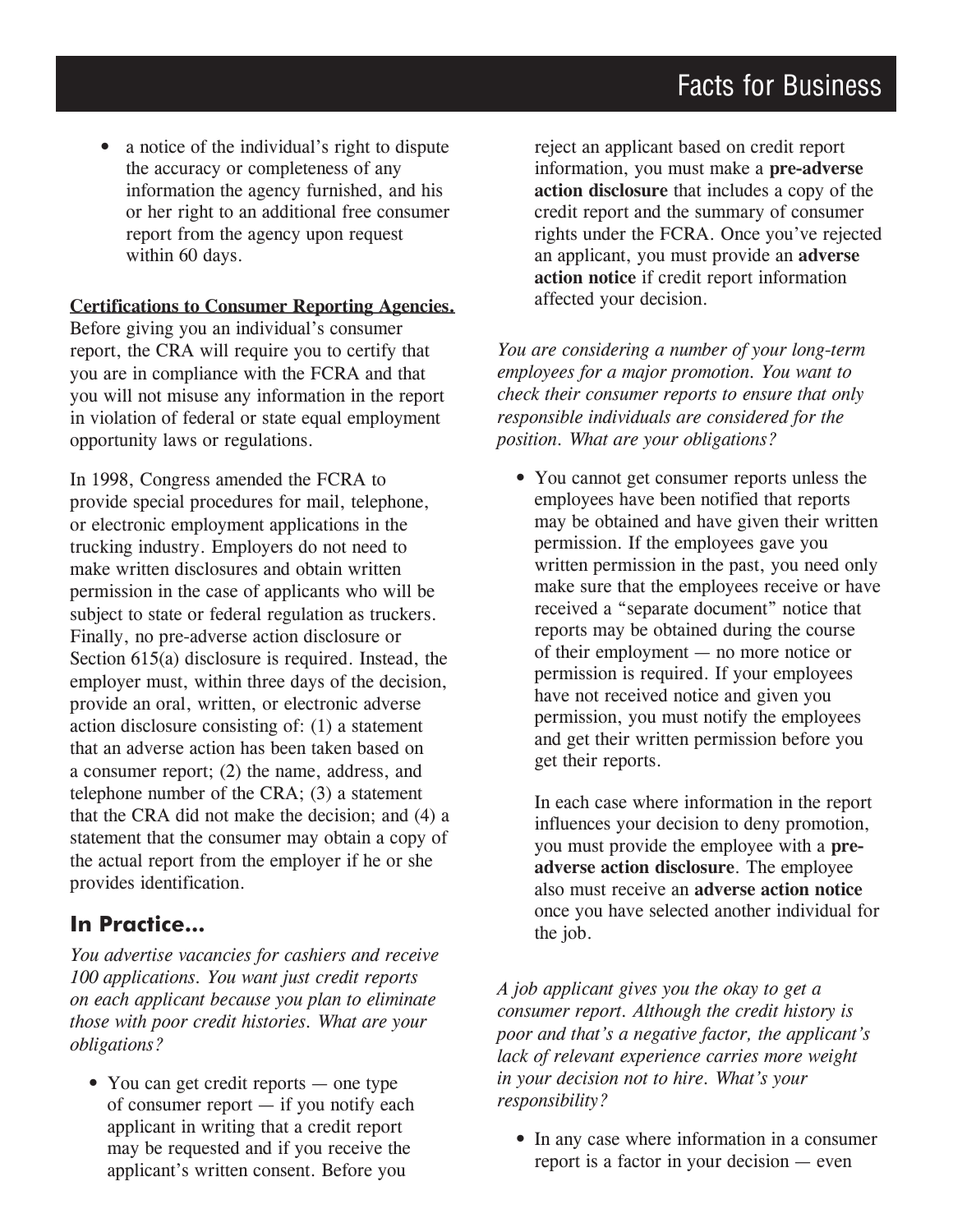- a notice of the individual's right to dispute the accuracy or completeness of any information the agency furnished, and his or her right to an additional free consumer report from the agency upon request within 60 days.

**Certifications to Consumer Reporting Agencies.** Before giving you an individual's consumer report, the CRA will require you to certify that you are in compliance with the FCRA and that you will not misuse any information in the report in violation of federal or state equal employment opportunity laws or regulations.

In 1998, Congress amended the FCRA to provide special procedures for mail, telephone, or electronic employment applications in the trucking industry. Employers do not need to make written disclosures and obtain written permission in the case of applicants who will be subject to state or federal regulation as truckers. Finally, no pre-adverse action disclosure or Section 615(a) disclosure is required. Instead, the employer must, within three days of the decision, provide an oral, written, or electronic adverse action disclosure consisting of: (1) a statement that an adverse action has been taken based on a consumer report; (2) the name, address, and telephone number of the CRA; (3) a statement that the CRA did not make the decision; and (4) a statement that the consumer may obtain a copy of the actual report from the employer if he or she provides identification.

## In Practice...

*You advertise vacancies for cashiers and receive 100 applications. You want just credit reports on each applicant because you plan to eliminate those with poor credit histories. What are your obligations?*

- You can get credit reports — one type of consumer report — if you notify each applicant in writing that a credit report may be requested and if you receive the applicant's written consent. Before you reject an applicant based on credit report information, you must make a **pre-adverse action disclosure** that includes a copy of the credit report and the summary of consumer rights under the FCRA. Once you've rejected an applicant, you must provide an **adverse action notice** if credit report information affected your decision.

*You are considering a number of your long-term employees for a major promotion. You want to check their consumer reports to ensure that only responsible individuals are considered for the position. What are your obligations?*

- You cannot get consumer reports unless the employees have been notified that reports may be obtained and have given their written permission. If the employees gave you written permission in the past, you need only make sure that the employees receive or have received a "separate document" notice that reports may be obtained during the course of their employment — no more notice or permission is required. If your employees have not received notice and given you permission, you must notify the employees and get their written permission before you get their reports.

  In each case where information in the report influences your decision to deny promotion, you must provide the employee with a **pre-adverse action disclosure**. The employee also must receive an **adverse action notice** once you have selected another individual for the job.

*A job applicant gives you the okay to get a consumer report. Although the credit history is poor and that's a negative factor, the applicant's lack of relevant experience carries more weight in your decision not to hire. What's your responsibility?*

- In any case where information in a consumer report is a factor in your decision — even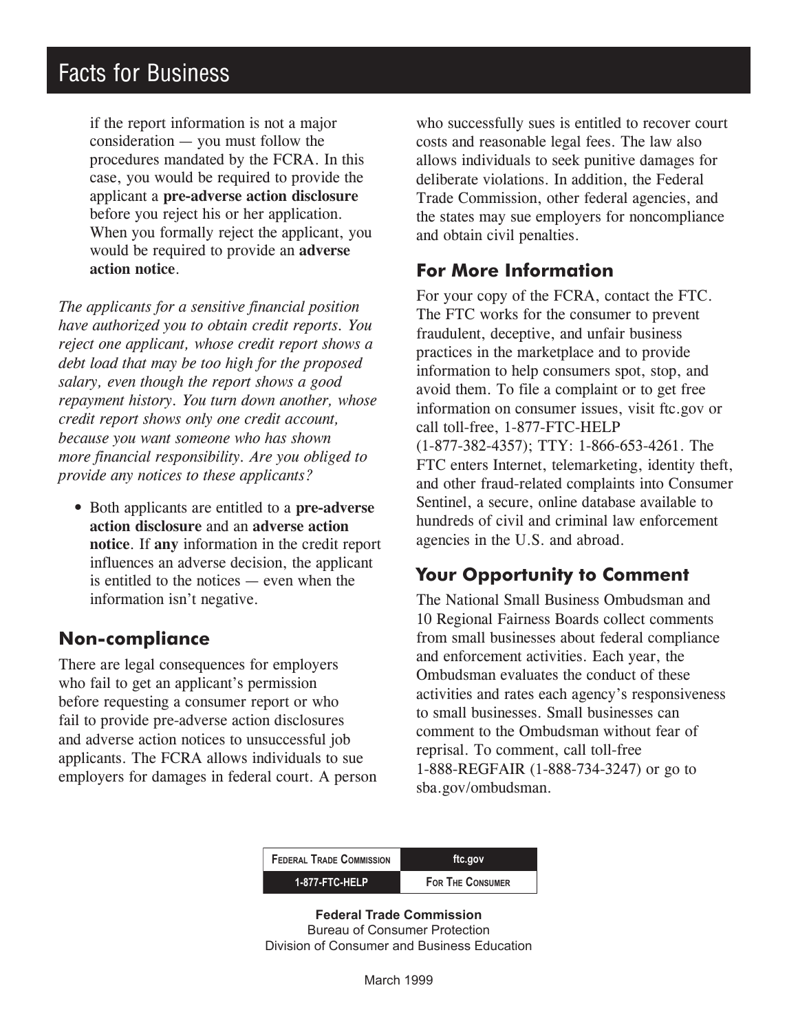if the report information is not a major consideration — you must follow the procedures mandated by the FCRA. In this case, you would be required to provide the applicant a **pre-adverse action disclosure** before you reject his or her application. When you formally reject the applicant, you would be required to provide an **adverse action notice**.

*The applicants for a sensitive financial position have authorized you to obtain credit reports. You reject one applicant, whose credit report shows a debt load that may be too high for the proposed salary, even though the report shows a good repayment history. You turn down another, whose credit report shows only one credit account, because you want someone who has shown more financial responsibility. Are you obliged to provide any notices to these applicants?*

- Both applicants are entitled to a **pre-adverse action disclosure** and an **adverse action notice**. If **any** information in the credit report influences an adverse decision, the applicant is entitled to the notices — even when the information isn't negative.

## Non-compliance

There are legal consequences for employers who fail to get an applicant's permission before requesting a consumer report or who fail to provide pre-adverse action disclosures and adverse action notices to unsuccessful job applicants. The FCRA allows individuals to sue employers for damages in federal court. A person who successfully sues is entitled to recover court costs and reasonable legal fees. The law also allows individuals to seek punitive damages for deliberate violations. In addition, the Federal Trade Commission, other federal agencies, and the states may sue employers for noncompliance and obtain civil penalties.

## For More Information

For your copy of the FCRA, contact the FTC. The FTC works for the consumer to prevent fraudulent, deceptive, and unfair business practices in the marketplace and to provide information to help consumers spot, stop, and avoid them. To file a complaint or to get free information on consumer issues, visit ftc.gov or call toll-free, 1-877-FTC-HELP (1-877-382-4357); TTY: 1-866-653-4261. The FTC enters Internet, telemarketing, identity theft, and other fraud-related complaints into Consumer Sentinel, a secure, online database available to hundreds of civil and criminal law enforcement agencies in the U.S. and abroad.

## Your Opportunity to Comment

The National Small Business Ombudsman and 10 Regional Fairness Boards collect comments from small businesses about federal compliance and enforcement activities. Each year, the Ombudsman evaluates the conduct of these activities and rates each agency's responsiveness to small businesses. Small businesses can comment to the Ombudsman without fear of reprisal. To comment, call toll-free 1-888-REGFAIR (1-888-734-3247) or go to sba.gov/ombudsman.

| | |
|---|---|
| FEDERAL TRADE COMMISSION | ftc.gov |
| 1-877-FTC-HELP | FOR THE CONSUMER |

**Federal Trade Commission**
Bureau of Consumer Protection
Division of Consumer and Business Education

March 1999